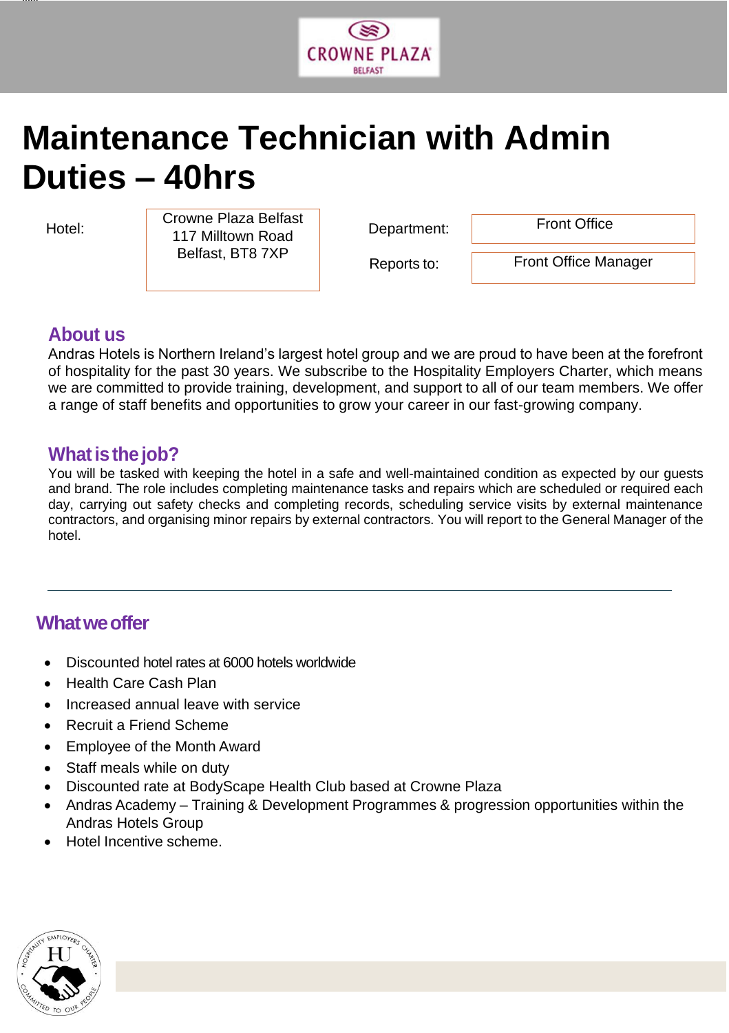# Maintenance Technician with Admin Duties – 40hrs

| Hotel: | Crowne Plaza Belfast<br>117 Milltown Road<br>Belfast, BT8 7XP | Department: | Front Office |
|---|---|---|---|
| | | Reports to: | Front Office Manager |

## About us

Andras Hotels is Northern Ireland's largest hotel group and we are proud to have been at the forefront of hospitality for the past 30 years. We subscribe to the Hospitality Employers Charter, which means we are committed to provide training, development, and support to all of our team members. We offer a range of staff benefits and opportunities to grow your career in our fast-growing company.

## What is the job?

You will be tasked with keeping the hotel in a safe and well-maintained condition as expected by our guests and brand. The role includes completing maintenance tasks and repairs which are scheduled or required each day, carrying out safety checks and completing records, scheduling service visits by external maintenance contractors, and organising minor repairs by external contractors. You will report to the General Manager of the hotel.

---

## What we offer

- Discounted hotel rates at 6000 hotels worldwide
- Health Care Cash Plan
- Increased annual leave with service
- Recruit a Friend Scheme
- Employee of the Month Award
- Staff meals while on duty
- Discounted rate at BodyScape Health Club based at Crowne Plaza
- Andras Academy – Training & Development Programmes & progression opportunities within the Andras Hotels Group
- Hotel Incentive scheme.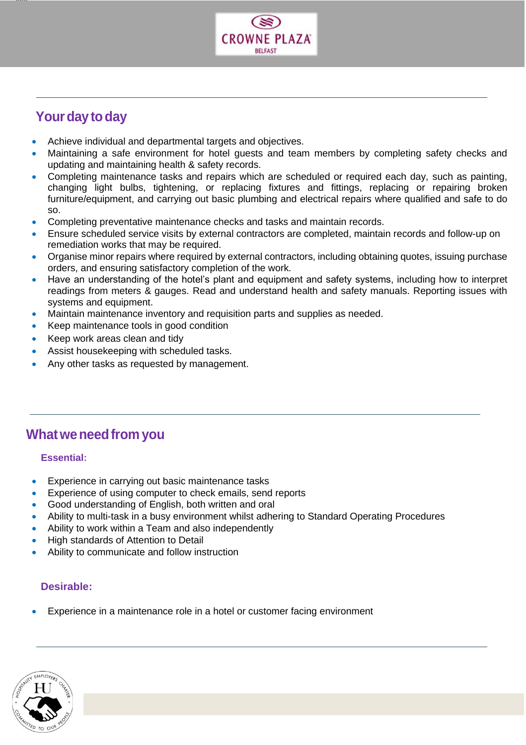## Your day to day

- Achieve individual and departmental targets and objectives.
- Maintaining a safe environment for hotel guests and team members by completing safety checks and updating and maintaining health & safety records.
- Completing maintenance tasks and repairs which are scheduled or required each day, such as painting, changing light bulbs, tightening, or replacing fixtures and fittings, replacing or repairing broken furniture/equipment, and carrying out basic plumbing and electrical repairs where qualified and safe to do so.
- Completing preventative maintenance checks and tasks and maintain records.
- Ensure scheduled service visits by external contractors are completed, maintain records and follow-up on remediation works that may be required.
- Organise minor repairs where required by external contractors, including obtaining quotes, issuing purchase orders, and ensuring satisfactory completion of the work.
- Have an understanding of the hotel's plant and equipment and safety systems, including how to interpret readings from meters & gauges. Read and understand health and safety manuals. Reporting issues with systems and equipment.
- Maintain maintenance inventory and requisition parts and supplies as needed.
- Keep maintenance tools in good condition
- Keep work areas clean and tidy
- Assist housekeeping with scheduled tasks.
- Any other tasks as requested by management.

## What we need from you

### Essential:

- Experience in carrying out basic maintenance tasks
- Experience of using computer to check emails, send reports
- Good understanding of English, both written and oral
- Ability to multi-task in a busy environment whilst adhering to Standard Operating Procedures
- Ability to work within a Team and also independently
- High standards of Attention to Detail
- Ability to communicate and follow instruction

### Desirable:

- Experience in a maintenance role in a hotel or customer facing environment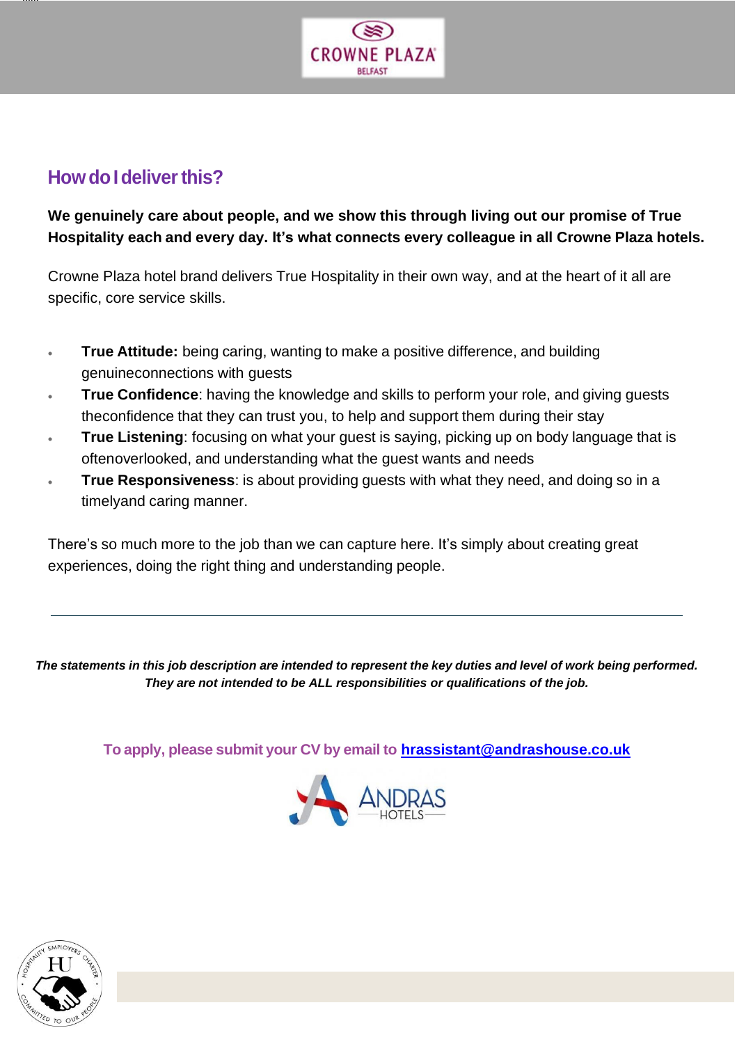## How do I deliver this?

**We genuinely care about people, and we show this through living out our promise of True Hospitality each and every day. It's what connects every colleague in all Crowne Plaza hotels.**

Crowne Plaza hotel brand delivers True Hospitality in their own way, and at the heart of it all are specific, core service skills.

- **True Attitude:** being caring, wanting to make a positive difference, and building genuineconnections with guests
- **True Confidence**: having the knowledge and skills to perform your role, and giving guests theconfidence that they can trust you, to help and support them during their stay
- **True Listening**: focusing on what your guest is saying, picking up on body language that is oftenoverlooked, and understanding what the guest wants and needs
- **True Responsiveness**: is about providing guests with what they need, and doing so in a timelyand caring manner.

There's so much more to the job than we can capture here. It's simply about creating great experiences, doing the right thing and understanding people.

---

***The statements in this job description are intended to represent the key duties and level of work being performed. They are not intended to be ALL responsibilities or qualifications of the job.***

**To apply, please submit your CV by email to [hrassistant@andrashouse.co.uk](mailto:hrassistant@andrashouse.co.uk)**